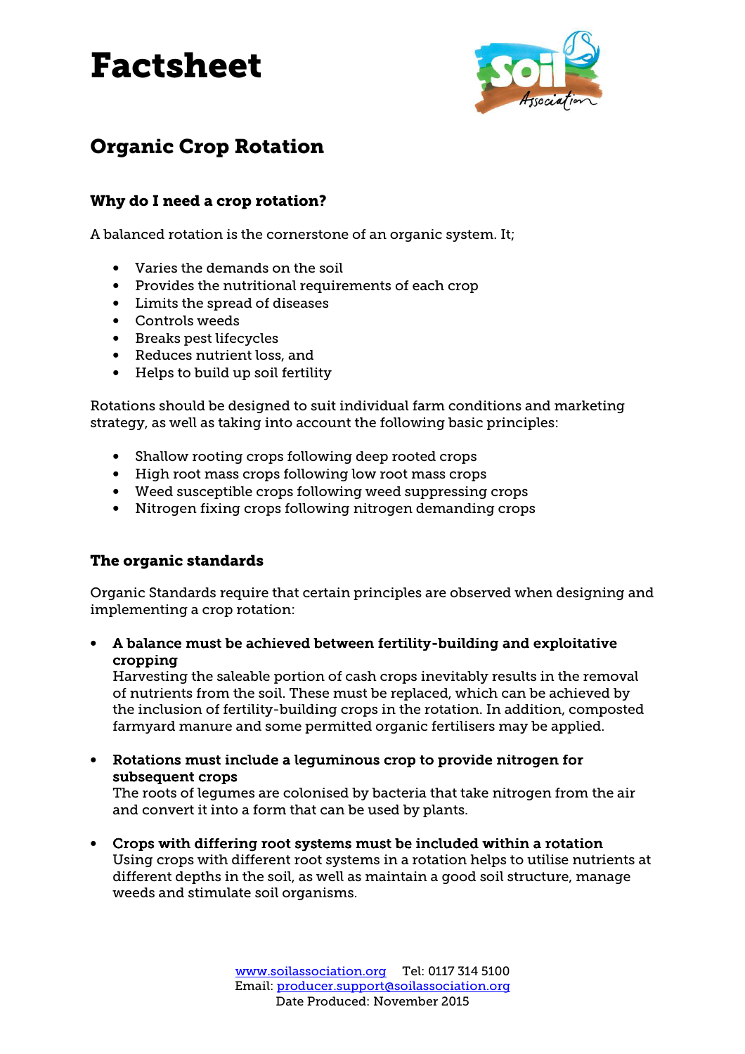# Factsheet

## Organic Crop Rotation

### Why do I need a crop rotation?

A balanced rotation is the cornerstone of an organic system. It;

- Varies the demands on the soil
- Provides the nutritional requirements of each crop
- Limits the spread of diseases
- Controls weeds
- Breaks pest lifecycles
- Reduces nutrient loss, and
- Helps to build up soil fertility

Rotations should be designed to suit individual farm conditions and marketing strategy, as well as taking into account the following basic principles:

- Shallow rooting crops following deep rooted crops
- High root mass crops following low root mass crops
- Weed susceptible crops following weed suppressing crops
- Nitrogen fixing crops following nitrogen demanding crops

### The organic standards

Organic Standards require that certain principles are observed when designing and implementing a crop rotation:

- **A balance must be achieved between fertility-building and exploitative cropping**
  Harvesting the saleable portion of cash crops inevitably results in the removal of nutrients from the soil. These must be replaced, which can be achieved by the inclusion of fertility-building crops in the rotation. In addition, composted farmyard manure and some permitted organic fertilisers may be applied.

- **Rotations must include a leguminous crop to provide nitrogen for subsequent crops**
  The roots of legumes are colonised by bacteria that take nitrogen from the air and convert it into a form that can be used by plants.

- **Crops with differing root systems must be included within a rotation**
  Using crops with different root systems in a rotation helps to utilise nutrients at different depths in the soil, as well as maintain a good soil structure, manage weeds and stimulate soil organisms.

www.soilassociation.org Tel: 0117 314 5100
Email: producer.support@soilassociation.org
Date Produced: November 2015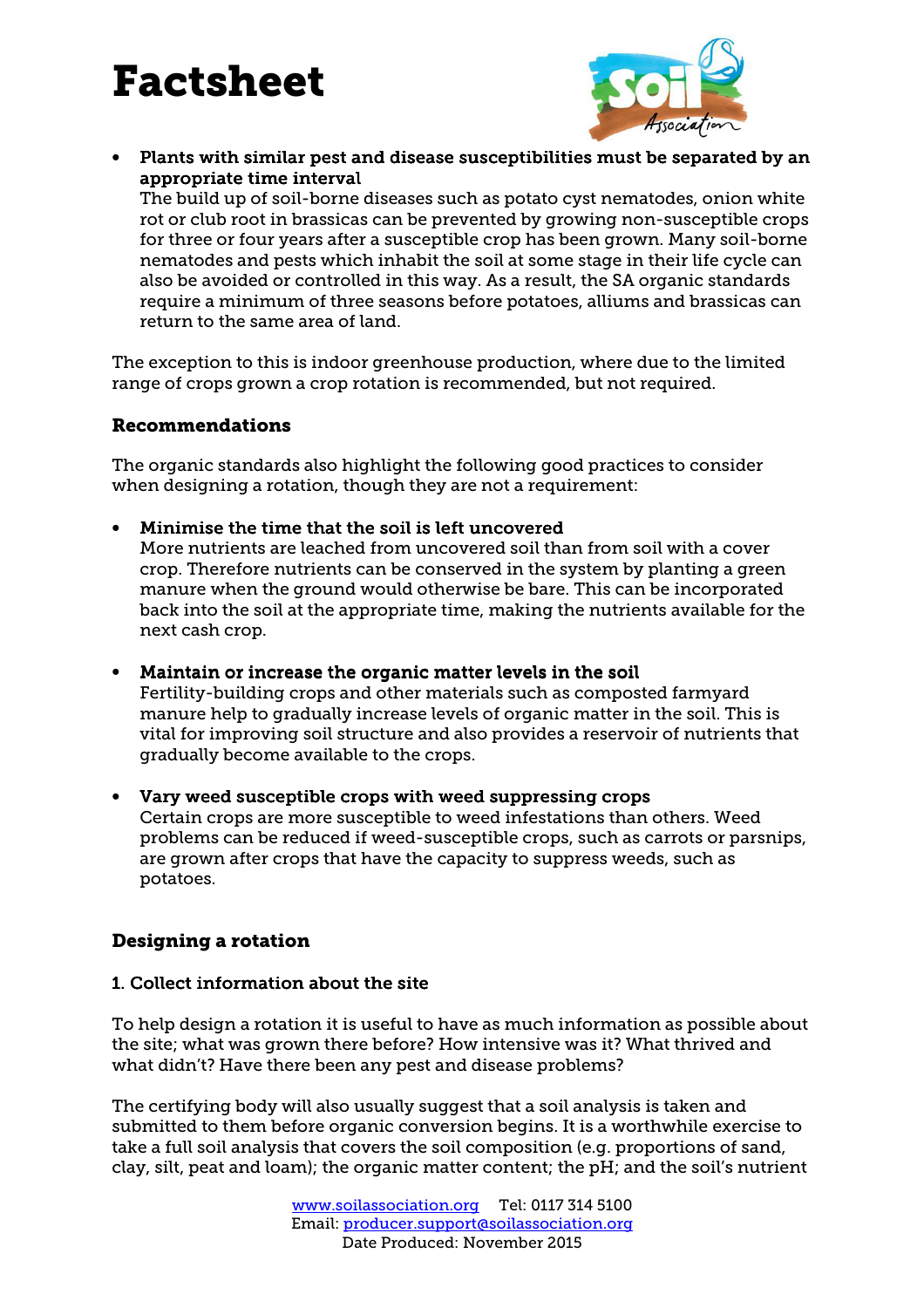- **Plants with similar pest and disease susceptibilities must be separated by an appropriate time interval**
  The build up of soil-borne diseases such as potato cyst nematodes, onion white rot or club root in brassicas can be prevented by growing non-susceptible crops for three or four years after a susceptible crop has been grown. Many soil-borne nematodes and pests which inhabit the soil at some stage in their life cycle can also be avoided or controlled in this way. As a result, the SA organic standards require a minimum of three seasons before potatoes, alliums and brassicas can return to the same area of land.

The exception to this is indoor greenhouse production, where due to the limited range of crops grown a crop rotation is recommended, but not required.

### Recommendations

The organic standards also highlight the following good practices to consider when designing a rotation, though they are not a requirement:

- **Minimise the time that the soil is left uncovered**
  More nutrients are leached from uncovered soil than from soil with a cover crop. Therefore nutrients can be conserved in the system by planting a green manure when the ground would otherwise be bare. This can be incorporated back into the soil at the appropriate time, making the nutrients available for the next cash crop.

- **Maintain or increase the organic matter levels in the soil**
  Fertility-building crops and other materials such as composted farmyard manure help to gradually increase levels of organic matter in the soil. This is vital for improving soil structure and also provides a reservoir of nutrients that gradually become available to the crops.

- **Vary weed susceptible crops with weed suppressing crops**
  Certain crops are more susceptible to weed infestations than others. Weed problems can be reduced if weed-susceptible crops, such as carrots or parsnips, are grown after crops that have the capacity to suppress weeds, such as potatoes.

### Designing a rotation

#### 1. Collect information about the site

To help design a rotation it is useful to have as much information as possible about the site; what was grown there before? How intensive was it? What thrived and what didn't? Have there been any pest and disease problems?

The certifying body will also usually suggest that a soil analysis is taken and submitted to them before organic conversion begins. It is a worthwhile exercise to take a full soil analysis that covers the soil composition (e.g. proportions of sand, clay, silt, peat and loam); the organic matter content; the pH; and the soil's nutrient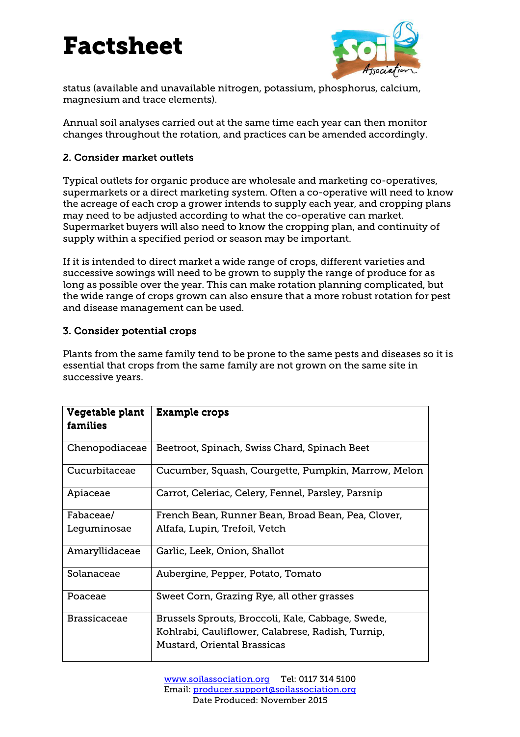status (available and unavailable nitrogen, potassium, phosphorus, calcium, magnesium and trace elements).

Annual soil analyses carried out at the same time each year can then monitor changes throughout the rotation, and practices can be amended accordingly.

### 2. Consider market outlets

Typical outlets for organic produce are wholesale and marketing co-operatives, supermarkets or a direct marketing system. Often a co-operative will need to know the acreage of each crop a grower intends to supply each year, and cropping plans may need to be adjusted according to what the co-operative can market. Supermarket buyers will also need to know the cropping plan, and continuity of supply within a specified period or season may be important.

If it is intended to direct market a wide range of crops, different varieties and successive sowings will need to be grown to supply the range of produce for as long as possible over the year. This can make rotation planning complicated, but the wide range of crops grown can also ensure that a more robust rotation for pest and disease management can be used.

### 3. Consider potential crops

Plants from the same family tend to be prone to the same pests and diseases so it is essential that crops from the same family are not grown on the same site in successive years.

| Vegetable plant families | Example crops |
|---|---|
| Chenopodiaceae | Beetroot, Spinach, Swiss Chard, Spinach Beet |
| Cucurbitaceae | Cucumber, Squash, Courgette, Pumpkin, Marrow, Melon |
| Apiaceae | Carrot, Celeriac, Celery, Fennel, Parsley, Parsnip |
| Fabaceae/ Leguminosae | French Bean, Runner Bean, Broad Bean, Pea, Clover, Alfafa, Lupin, Trefoil, Vetch |
| Amaryllidaceae | Garlic, Leek, Onion, Shallot |
| Solanaceae | Aubergine, Pepper, Potato, Tomato |
| Poaceae | Sweet Corn, Grazing Rye, all other grasses |
| Brassicaceae | Brussels Sprouts, Broccoli, Kale, Cabbage, Swede, Kohlrabi, Cauliflower, Calabrese, Radish, Turnip, Mustard, Oriental Brassicas |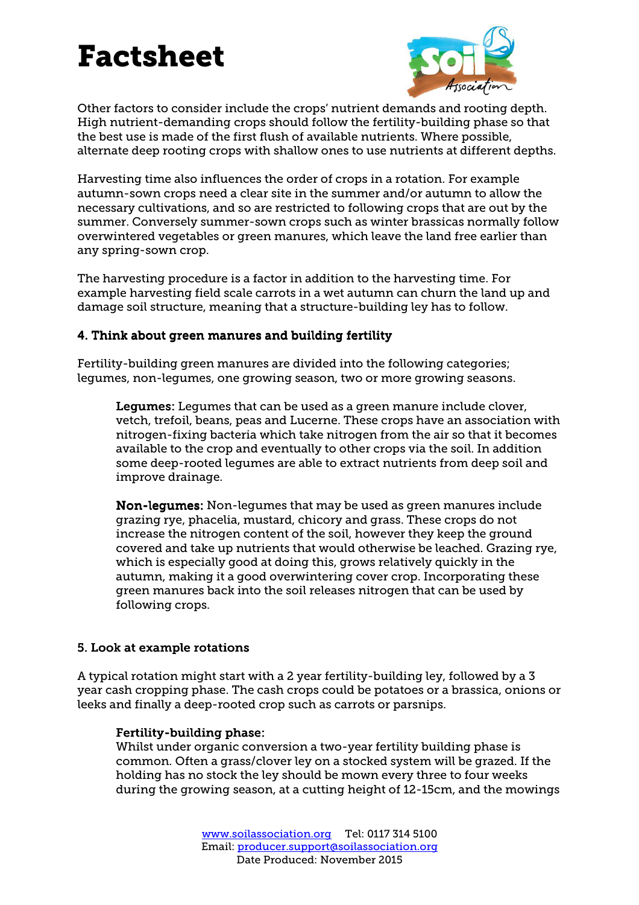Other factors to consider include the crops' nutrient demands and rooting depth. High nutrient-demanding crops should follow the fertility-building phase so that the best use is made of the first flush of available nutrients. Where possible, alternate deep rooting crops with shallow ones to use nutrients at different depths.

Harvesting time also influences the order of crops in a rotation. For example autumn-sown crops need a clear site in the summer and/or autumn to allow the necessary cultivations, and so are restricted to following crops that are out by the summer. Conversely summer-sown crops such as winter brassicas normally follow overwintered vegetables or green manures, which leave the land free earlier than any spring-sown crop.

The harvesting procedure is a factor in addition to the harvesting time. For example harvesting field scale carrots in a wet autumn can churn the land up and damage soil structure, meaning that a structure-building ley has to follow.

### 4. Think about green manures and building fertility

Fertility-building green manures are divided into the following categories; legumes, non-legumes, one growing season, two or more growing seasons.

> **Legumes:** Legumes that can be used as a green manure include clover, vetch, trefoil, beans, peas and Lucerne. These crops have an association with nitrogen-fixing bacteria which take nitrogen from the air so that it becomes available to the crop and eventually to other crops via the soil. In addition some deep-rooted legumes are able to extract nutrients from deep soil and improve drainage.
>
> **Non-legumes:** Non-legumes that may be used as green manures include grazing rye, phacelia, mustard, chicory and grass. These crops do not increase the nitrogen content of the soil, however they keep the ground covered and take up nutrients that would otherwise be leached. Grazing rye, which is especially good at doing this, grows relatively quickly in the autumn, making it a good overwintering cover crop. Incorporating these green manures back into the soil releases nitrogen that can be used by following crops.

### 5. Look at example rotations

A typical rotation might start with a 2 year fertility-building ley, followed by a 3 year cash cropping phase. The cash crops could be potatoes or a brassica, onions or leeks and finally a deep-rooted crop such as carrots or parsnips.

> **Fertility-building phase:**
> Whilst under organic conversion a two-year fertility building phase is common. Often a grass/clover ley on a stocked system will be grazed. If the holding has no stock the ley should be mown every three to four weeks during the growing season, at a cutting height of 12-15cm, and the mowings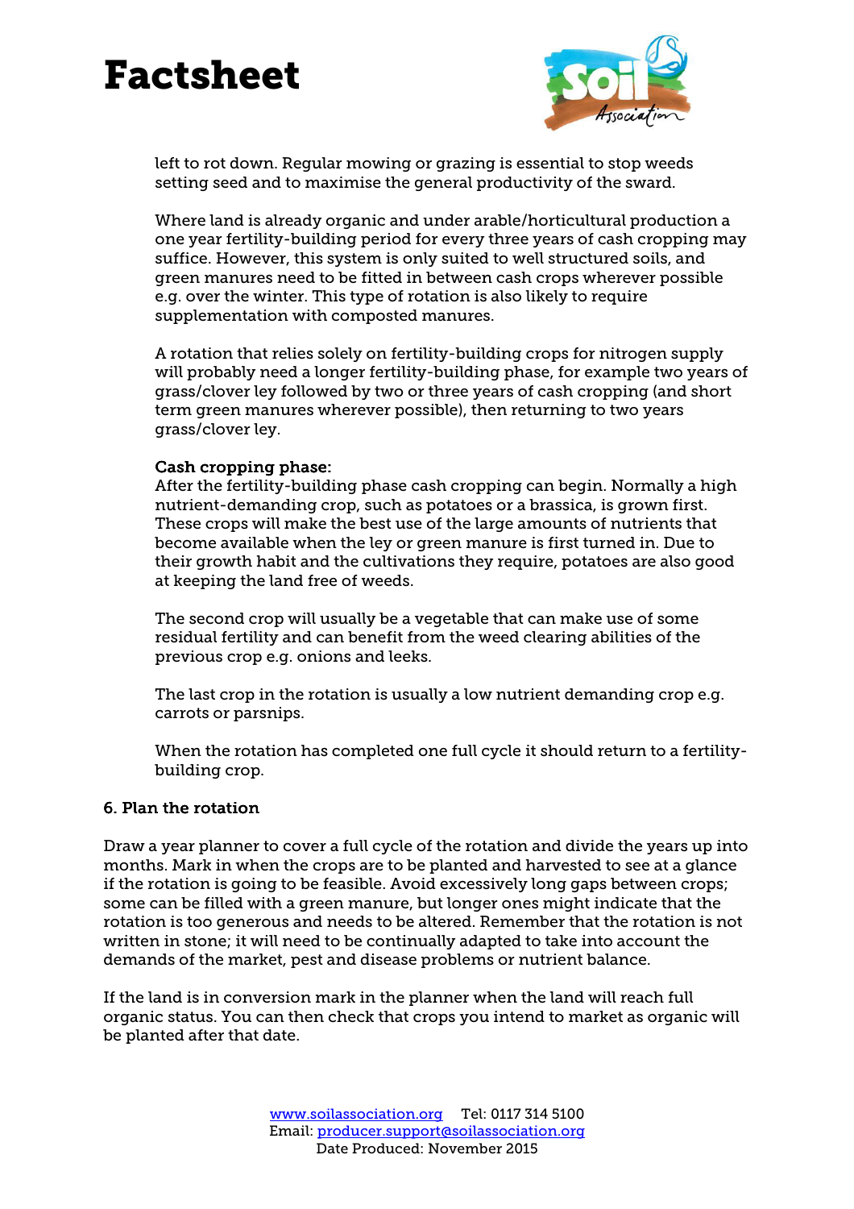left to rot down. Regular mowing or grazing is essential to stop weeds setting seed and to maximise the general productivity of the sward.

Where land is already organic and under arable/horticultural production a one year fertility-building period for every three years of cash cropping may suffice. However, this system is only suited to well structured soils, and green manures need to be fitted in between cash crops wherever possible e.g. over the winter. This type of rotation is also likely to require supplementation with composted manures.

A rotation that relies solely on fertility-building crops for nitrogen supply will probably need a longer fertility-building phase, for example two years of grass/clover ley followed by two or three years of cash cropping (and short term green manures wherever possible), then returning to two years grass/clover ley.

**Cash cropping phase:**
After the fertility-building phase cash cropping can begin. Normally a high nutrient-demanding crop, such as potatoes or a brassica, is grown first. These crops will make the best use of the large amounts of nutrients that become available when the ley or green manure is first turned in. Due to their growth habit and the cultivations they require, potatoes are also good at keeping the land free of weeds.

The second crop will usually be a vegetable that can make use of some residual fertility and can benefit from the weed clearing abilities of the previous crop e.g. onions and leeks.

The last crop in the rotation is usually a low nutrient demanding crop e.g. carrots or parsnips.

When the rotation has completed one full cycle it should return to a fertility-building crop.

## 6. Plan the rotation

Draw a year planner to cover a full cycle of the rotation and divide the years up into months. Mark in when the crops are to be planted and harvested to see at a glance if the rotation is going to be feasible. Avoid excessively long gaps between crops; some can be filled with a green manure, but longer ones might indicate that the rotation is too generous and needs to be altered. Remember that the rotation is not written in stone; it will need to be continually adapted to take into account the demands of the market, pest and disease problems or nutrient balance.

If the land is in conversion mark in the planner when the land will reach full organic status. You can then check that crops you intend to market as organic will be planted after that date.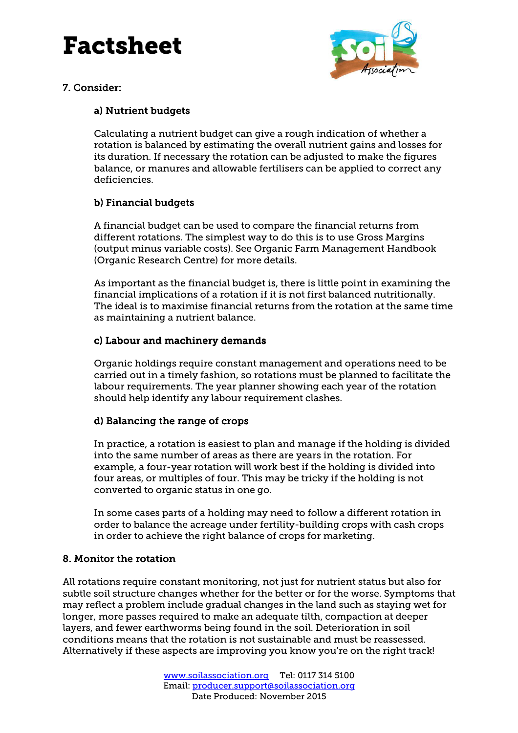7. Consider:

### a) Nutrient budgets

Calculating a nutrient budget can give a rough indication of whether a rotation is balanced by estimating the overall nutrient gains and losses for its duration. If necessary the rotation can be adjusted to make the figures balance, or manures and allowable fertilisers can be applied to correct any deficiencies.

### b) Financial budgets

A financial budget can be used to compare the financial returns from different rotations. The simplest way to do this is to use Gross Margins (output minus variable costs). See Organic Farm Management Handbook (Organic Research Centre) for more details.

As important as the financial budget is, there is little point in examining the financial implications of a rotation if it is not first balanced nutritionally. The ideal is to maximise financial returns from the rotation at the same time as maintaining a nutrient balance.

### c) Labour and machinery demands

Organic holdings require constant management and operations need to be carried out in a timely fashion, so rotations must be planned to facilitate the labour requirements. The year planner showing each year of the rotation should help identify any labour requirement clashes.

### d) Balancing the range of crops

In practice, a rotation is easiest to plan and manage if the holding is divided into the same number of areas as there are years in the rotation. For example, a four-year rotation will work best if the holding is divided into four areas, or multiples of four. This may be tricky if the holding is not converted to organic status in one go.

In some cases parts of a holding may need to follow a different rotation in order to balance the acreage under fertility-building crops with cash crops in order to achieve the right balance of crops for marketing.

## 8. Monitor the rotation

All rotations require constant monitoring, not just for nutrient status but also for subtle soil structure changes whether for the better or for the worse. Symptoms that may reflect a problem include gradual changes in the land such as staying wet for longer, more passes required to make an adequate tilth, compaction at deeper layers, and fewer earthworms being found in the soil. Deterioration in soil conditions means that the rotation is not sustainable and must be reassessed. Alternatively if these aspects are improving you know you're on the right track!

www.soilassociation.org Tel: 0117 314 5100
Email: producer.support@soilassociation.org
Date Produced: November 2015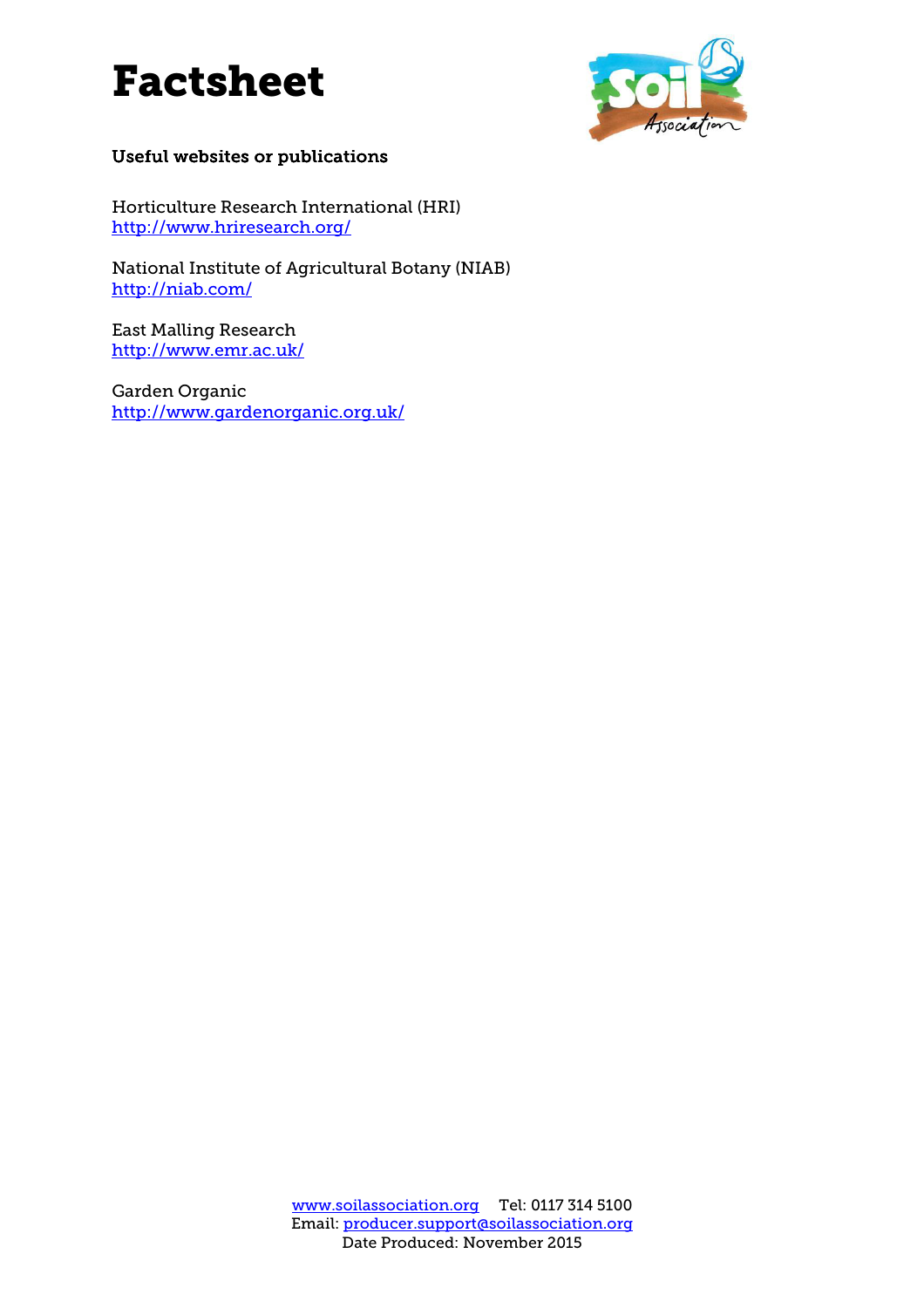# Factsheet

**Useful websites or publications**

Horticulture Research International (HRI)
http://www.hriresearch.org/

National Institute of Agricultural Botany (NIAB)
http://niab.com/

East Malling Research
http://www.emr.ac.uk/

Garden Organic
http://www.gardenorganic.org.uk/

www.soilassociation.org Tel: 0117 314 5100
Email: producer.support@soilassociation.org
Date Produced: November 2015